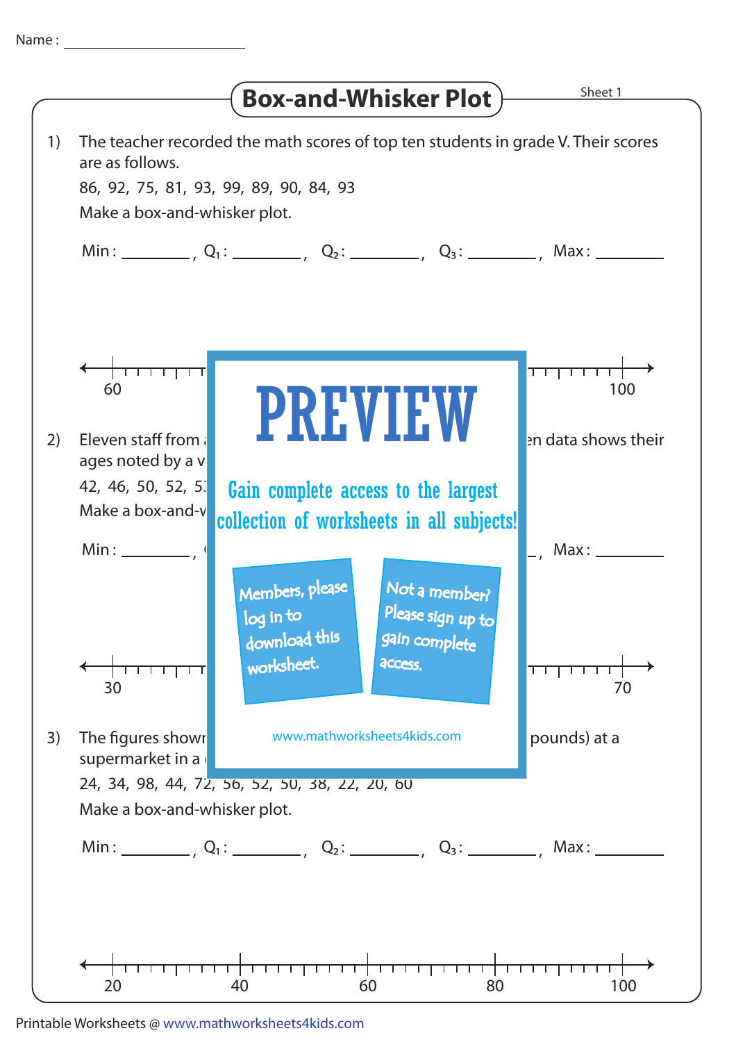Name : ____________________

# Box-and-Whisker Plot

Sheet 1

1) The teacher recorded the math scores of top ten students in grade V. Their scores are as follows.

   86, 92, 75, 81, 93, 99, 89, 90, 84, 93

   Make a box-and-whisker plot.

   Min : ________ , $Q_1$ : ________ , $Q_2$ : ________ , $Q_3$ : ________ , Max : ________

   60 ... 100

2) Eleven staff from ... en data shows their ages noted by a v...

   42, 46, 50, 52, 5...

   Make a box-and-w...

   Min : ________ , ... , Max : ________

   30 ... 70

3) The figures shown ... pounds) at a supermarket in a ...

   24, 34, 98, 44, 72, 56, 52, 50, 38, 22, 20, 60

   Make a box-and-whisker plot.

   Min : ________ , $Q_1$ : ________ , $Q_2$ : ________ , $Q_3$ : ________ , Max : ________

   20 40 60 80 100

PREVIEW

Gain complete access to the largest collection of worksheets in all subjects!

Members, please log in to download this worksheet.

Not a member? Please sign up to gain complete access.

www.mathworksheets4kids.com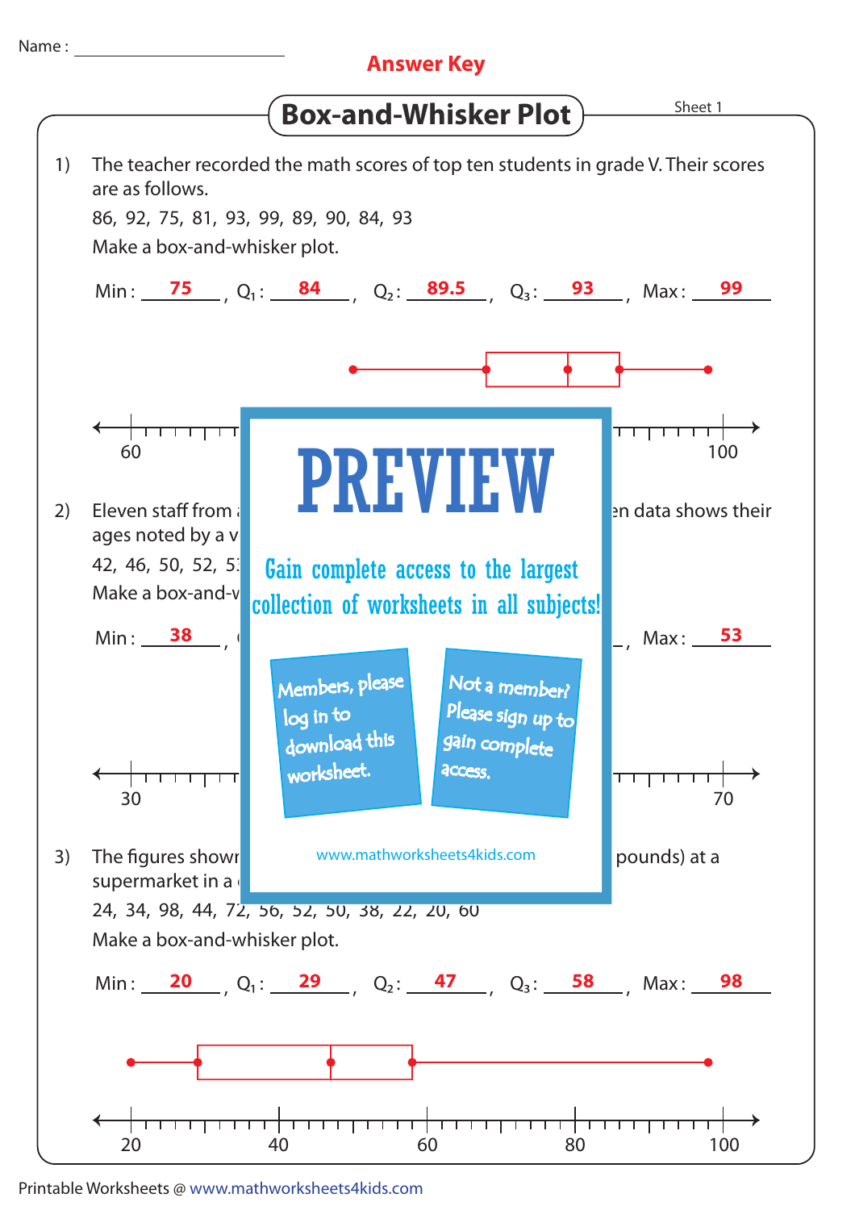Name : ____________________

**Answer Key**

# Box-and-Whisker Plot

Sheet 1

1) The teacher recorded the math scores of top ten students in grade V. Their scores are as follows.

   86, 92, 75, 81, 93, 99, 89, 90, 84, 93

   Make a box-and-whisker plot.

   Min : **75** , $Q_1$ : **84** , $Q_2$ : **89.5** , $Q_3$ : **93** , Max : **99**

   60

   100

2) Eleven staff from ... en data shows their ages noted by a v...

   42, 46, 50, 52, 5...

   Make a box-and-w...

   Min : **38** , ... Max : **53**

   30

   70

**PREVIEW**

Gain complete access to the largest collection of worksheets in all subjects!

Members, please log in to download this worksheet.

Not a member? Please sign up to gain complete access.

www.mathworksheets4kids.com

3) The figures shown ... pounds) at a supermarket in a ...

   24, 34, 98, 44, 72, 56, 52, 50, 38, 22, 20, 60

   Make a box-and-whisker plot.

   Min : **20** , $Q_1$ : **29** , $Q_2$ : **47** , $Q_3$ : **58** , Max : **98**

   20 40 60 80 100

Printable Worksheets @ www.mathworksheets4kids.com